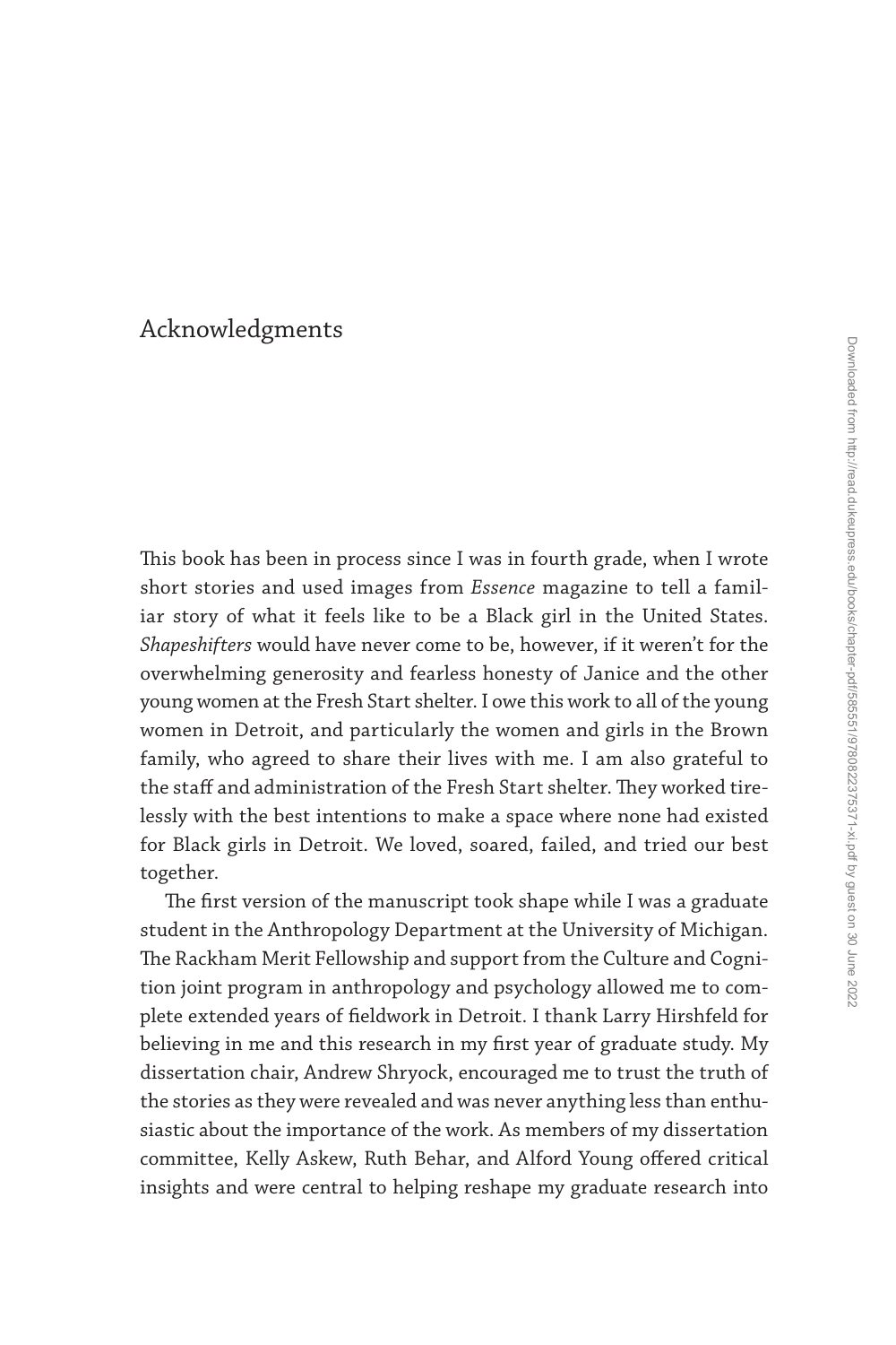# Acknowledgments

This book has been in process since I was in fourth grade, when I wrote short stories and used images from *Essence* magazine to tell a familiar story of what it feels like to be a Black girl in the United States. *Shapeshifters* would have never come to be, however, if it weren't for the overwhelming generosity and fearless honesty of Janice and the other young women at the Fresh Start shelter. I owe this work to all of the young women in Detroit, and particularly the women and girls in the Brown family, who agreed to share their lives with me. I am also grateful to the staff and administration of the Fresh Start shelter. They worked tirelessly with the best intentions to make a space where none had existed for Black girls in Detroit. We loved, soared, failed, and tried our best together.

The first version of the manuscript took shape while I was a graduate student in the Anthropology Department at the University of Michigan. The Rackham Merit Fellowship and support from the Culture and Cognition joint program in anthropology and psychology allowed me to complete extended years of fieldwork in Detroit. I thank Larry Hirshfeld for believing in me and this research in my first year of graduate study. My dissertation chair, Andrew Shryock, encouraged me to trust the truth of the stories as they were revealed and was never anything less than enthusiastic about the importance of the work. As members of my dissertation committee, Kelly Askew, Ruth Behar, and Alford Young offered critical insights and were central to helping reshape my graduate research into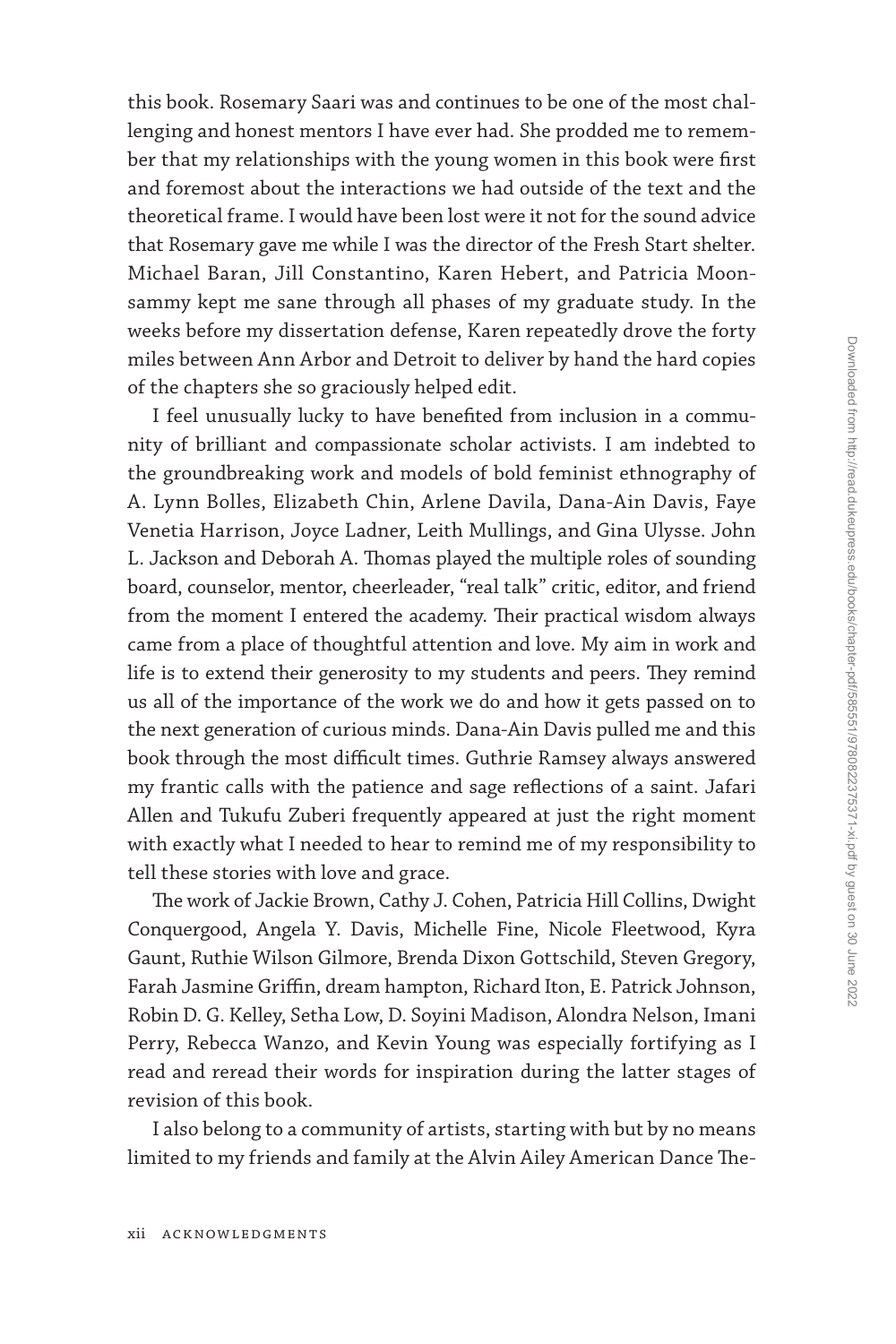this book. Rosemary Saari was and continues to be one of the most challenging and honest mentors I have ever had. She prodded me to remember that my relationships with the young women in this book were first and foremost about the interactions we had outside of the text and the theoretical frame. I would have been lost were it not for the sound advice that Rosemary gave me while I was the director of the Fresh Start shelter. Michael Baran, Jill Constantino, Karen Hebert, and Patricia Moonsammy kept me sane through all phases of my graduate study. In the weeks before my dissertation defense, Karen repeatedly drove the forty miles between Ann Arbor and Detroit to deliver by hand the hard copies of the chapters she so graciously helped edit.

I feel unusually lucky to have benefited from inclusion in a community of brilliant and compassionate scholar activists. I am indebted to the groundbreaking work and models of bold feminist ethnography of A. Lynn Bolles, Elizabeth Chin, Arlene Davila, Dana-Ain Davis, Faye Venetia Harrison, Joyce Ladner, Leith Mullings, and Gina Ulysse. John L. Jackson and Deborah A. Thomas played the multiple roles of sounding board, counselor, mentor, cheerleader, "real talk" critic, editor, and friend from the moment I entered the academy. Their practical wisdom always came from a place of thoughtful attention and love. My aim in work and life is to extend their generosity to my students and peers. They remind us all of the importance of the work we do and how it gets passed on to the next generation of curious minds. Dana-Ain Davis pulled me and this book through the most difficult times. Guthrie Ramsey always answered my frantic calls with the patience and sage reflections of a saint. Jafari Allen and Tukufu Zuberi frequently appeared at just the right moment with exactly what I needed to hear to remind me of my responsibility to tell these stories with love and grace.

The work of Jackie Brown, Cathy J. Cohen, Patricia Hill Collins, Dwight Conquergood, Angela Y. Davis, Michelle Fine, Nicole Fleetwood, Kyra Gaunt, Ruthie Wilson Gilmore, Brenda Dixon Gottschild, Steven Gregory, Farah Jasmine Griffin, dream hampton, Richard Iton, E. Patrick Johnson, Robin D. G. Kelley, Setha Low, D. Soyini Madison, Alondra Nelson, Imani Perry, Rebecca Wanzo, and Kevin Young was especially fortifying as I read and reread their words for inspiration during the latter stages of revision of this book.

I also belong to a community of artists, starting with but by no means limited to my friends and family at the Alvin Ailey American Dance The-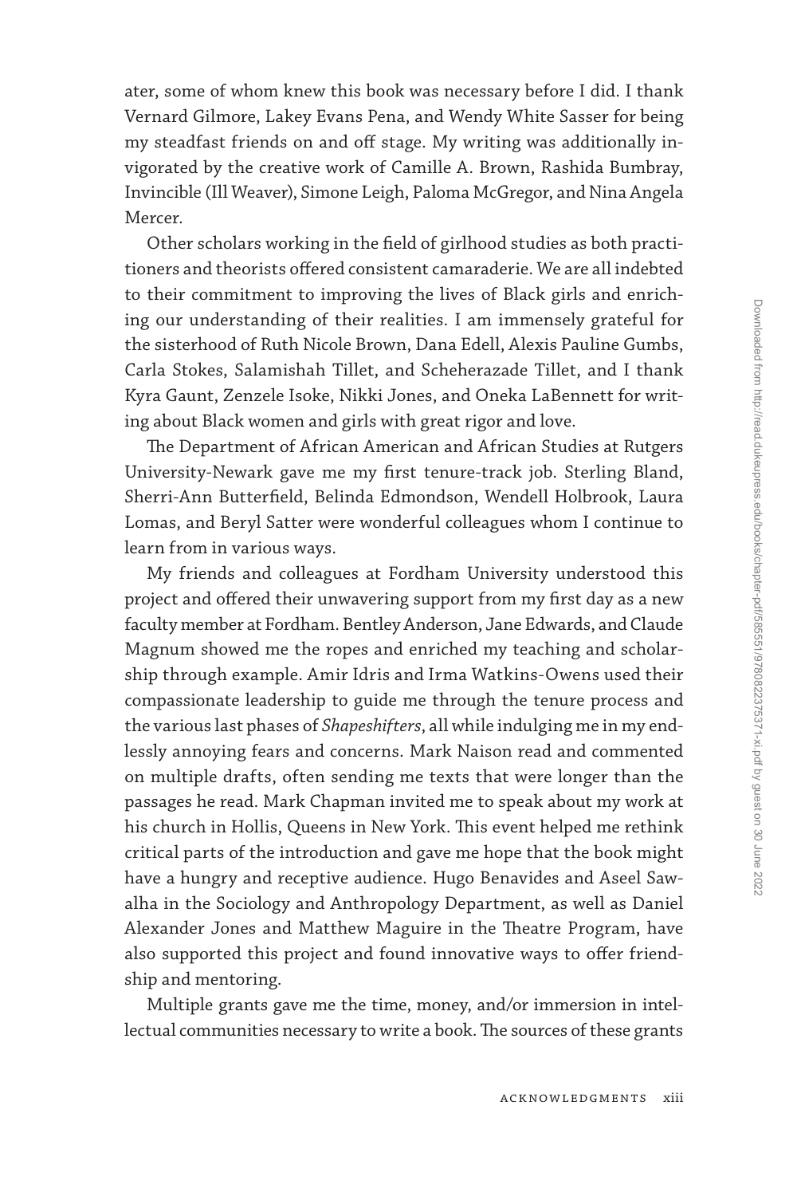ater, some of whom knew this book was necessary before I did. I thank Vernard Gilmore, Lakey Evans Pena, and Wendy White Sasser for being my steadfast friends on and off stage. My writing was additionally invigorated by the creative work of Camille A. Brown, Rashida Bumbray, Invincible (Ill Weaver), Simone Leigh, Paloma McGregor, and Nina Angela Mercer.

Other scholars working in the field of girlhood studies as both practitioners and theorists offered consistent camaraderie. We are all indebted to their commitment to improving the lives of Black girls and enriching our understanding of their realities. I am immensely grateful for the sisterhood of Ruth Nicole Brown, Dana Edell, Alexis Pauline Gumbs, Carla Stokes, Salamishah Tillet, and Scheherazade Tillet, and I thank Kyra Gaunt, Zenzele Isoke, Nikki Jones, and Oneka LaBennett for writing about Black women and girls with great rigor and love.

The Department of African American and African Studies at Rutgers University-Newark gave me my first tenure-track job. Sterling Bland, Sherri-Ann Butterfield, Belinda Edmondson, Wendell Holbrook, Laura Lomas, and Beryl Satter were wonderful colleagues whom I continue to learn from in various ways.

My friends and colleagues at Fordham University understood this project and offered their unwavering support from my first day as a new faculty member at Fordham. Bentley Anderson, Jane Edwards, and Claude Magnum showed me the ropes and enriched my teaching and scholarship through example. Amir Idris and Irma Watkins-Owens used their compassionate leadership to guide me through the tenure process and the various last phases of *Shapeshifters*, all while indulging me in my endlessly annoying fears and concerns. Mark Naison read and commented on multiple drafts, often sending me texts that were longer than the passages he read. Mark Chapman invited me to speak about my work at his church in Hollis, Queens in New York. This event helped me rethink critical parts of the introduction and gave me hope that the book might have a hungry and receptive audience. Hugo Benavides and Aseel Sawalha in the Sociology and Anthropology Department, as well as Daniel Alexander Jones and Matthew Maguire in the Theatre Program, have also supported this project and found innovative ways to offer friendship and mentoring.

Multiple grants gave me the time, money, and/or immersion in intellectual communities necessary to write a book. The sources of these grants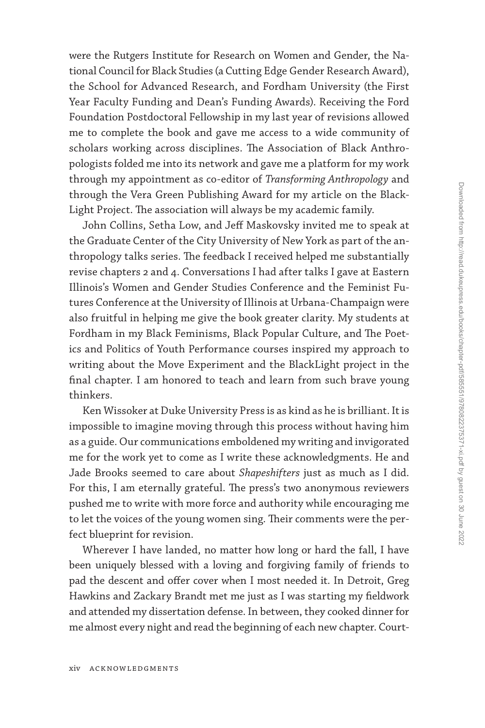were the Rutgers Institute for Research on Women and Gender, the National Council for Black Studies (a Cutting Edge Gender Research Award), the School for Advanced Research, and Fordham University (the First Year Faculty Funding and Dean's Funding Awards). Receiving the Ford Foundation Postdoctoral Fellowship in my last year of revisions allowed me to complete the book and gave me access to a wide community of scholars working across disciplines. The Association of Black Anthropologists folded me into its network and gave me a platform for my work through my appointment as co-editor of *Transforming Anthropology* and through the Vera Green Publishing Award for my article on the BlackLight Project. The association will always be my academic family.

John Collins, Setha Low, and Jeff Maskovsky invited me to speak at the Graduate Center of the City University of New York as part of the anthropology talks series. The feedback I received helped me substantially revise chapters 2 and 4. Conversations I had after talks I gave at Eastern Illinois's Women and Gender Studies Conference and the Feminist Futures Conference at the University of Illinois at Urbana-Champaign were also fruitful in helping me give the book greater clarity. My students at Fordham in my Black Feminisms, Black Popular Culture, and The Poetics and Politics of Youth Performance courses inspired my approach to writing about the Move Experiment and the BlackLight project in the final chapter. I am honored to teach and learn from such brave young thinkers.

Ken Wissoker at Duke University Press is as kind as he is brilliant. It is impossible to imagine moving through this process without having him as a guide. Our communications emboldened my writing and invigorated me for the work yet to come as I write these acknowledgments. He and Jade Brooks seemed to care about *Shapeshifters* just as much as I did. For this, I am eternally grateful. The press's two anonymous reviewers pushed me to write with more force and authority while encouraging me to let the voices of the young women sing. Their comments were the perfect blueprint for revision.

Wherever I have landed, no matter how long or hard the fall, I have been uniquely blessed with a loving and forgiving family of friends to pad the descent and offer cover when I most needed it. In Detroit, Greg Hawkins and Zackary Brandt met me just as I was starting my fieldwork and attended my dissertation defense. In between, they cooked dinner for me almost every night and read the beginning of each new chapter. Court-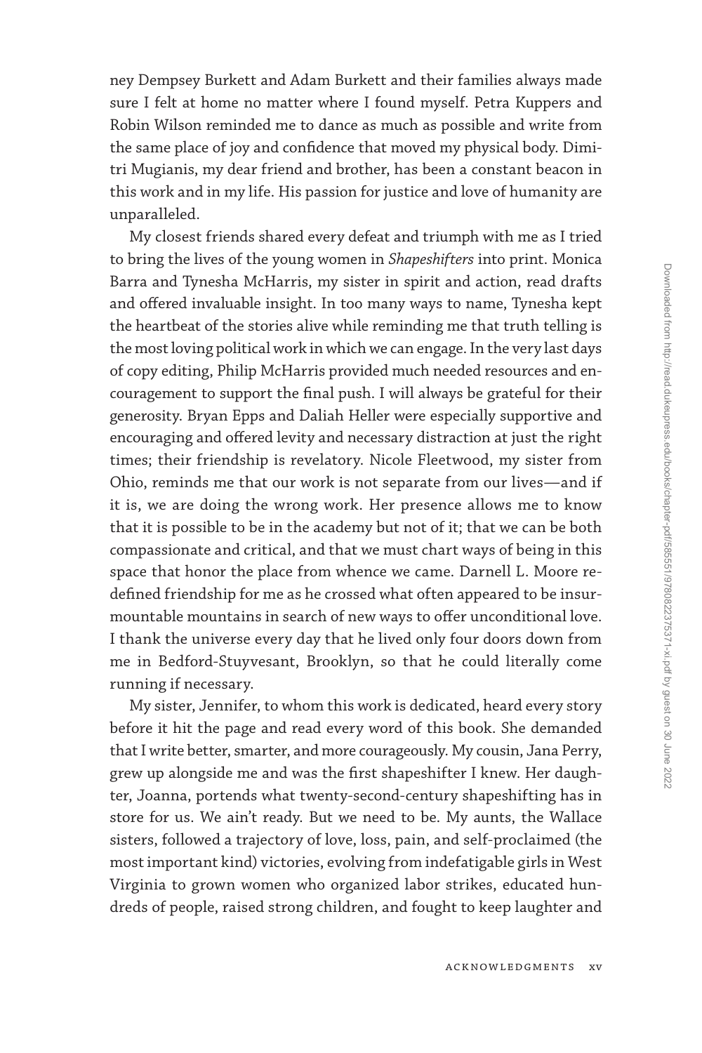ney Dempsey Burkett and Adam Burkett and their families always made sure I felt at home no matter where I found myself. Petra Kuppers and Robin Wilson reminded me to dance as much as possible and write from the same place of joy and confidence that moved my physical body. Dimitri Mugianis, my dear friend and brother, has been a constant beacon in this work and in my life. His passion for justice and love of humanity are unparalleled.

My closest friends shared every defeat and triumph with me as I tried to bring the lives of the young women in *Shapeshifters* into print. Monica Barra and Tynesha McHarris, my sister in spirit and action, read drafts and offered invaluable insight. In too many ways to name, Tynesha kept the heartbeat of the stories alive while reminding me that truth telling is the most loving political work in which we can engage. In the very last days of copy editing, Philip McHarris provided much needed resources and encouragement to support the final push. I will always be grateful for their generosity. Bryan Epps and Daliah Heller were especially supportive and encouraging and offered levity and necessary distraction at just the right times; their friendship is revelatory. Nicole Fleetwood, my sister from Ohio, reminds me that our work is not separate from our lives—and if it is, we are doing the wrong work. Her presence allows me to know that it is possible to be in the academy but not of it; that we can be both compassionate and critical, and that we must chart ways of being in this space that honor the place from whence we came. Darnell L. Moore redefined friendship for me as he crossed what often appeared to be insurmountable mountains in search of new ways to offer unconditional love. I thank the universe every day that he lived only four doors down from me in Bedford-Stuyvesant, Brooklyn, so that he could literally come running if necessary.

My sister, Jennifer, to whom this work is dedicated, heard every story before it hit the page and read every word of this book. She demanded that I write better, smarter, and more courageously. My cousin, Jana Perry, grew up alongside me and was the first shapeshifter I knew. Her daughter, Joanna, portends what twenty-second-century shapeshifting has in store for us. We ain't ready. But we need to be. My aunts, the Wallace sisters, followed a trajectory of love, loss, pain, and self-proclaimed (the most important kind) victories, evolving from indefatigable girls in West Virginia to grown women who organized labor strikes, educated hundreds of people, raised strong children, and fought to keep laughter and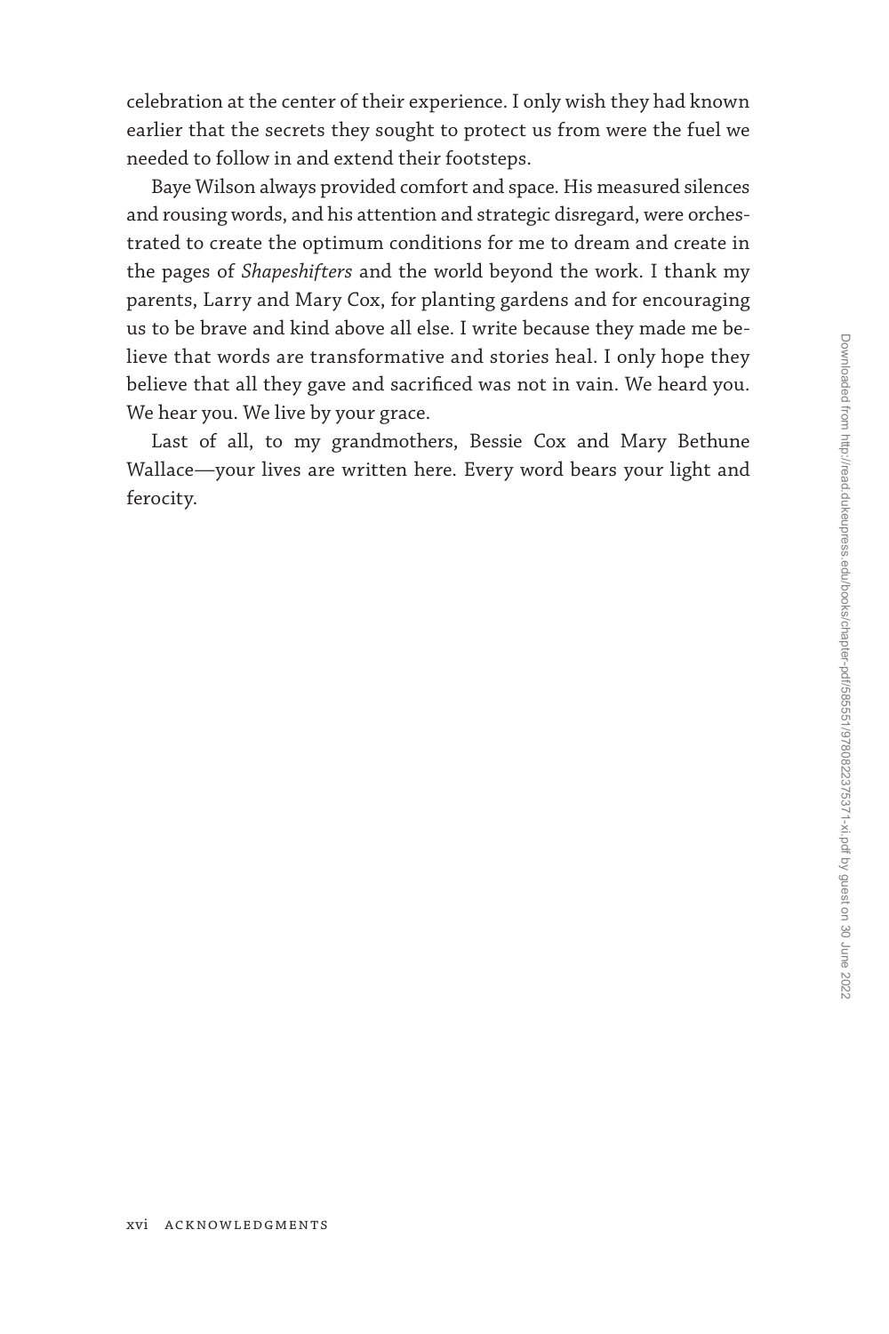celebration at the center of their experience. I only wish they had known earlier that the secrets they sought to protect us from were the fuel we needed to follow in and extend their footsteps.

Baye Wilson always provided comfort and space. His measured silences and rousing words, and his attention and strategic disregard, were orchestrated to create the optimum conditions for me to dream and create in the pages of *Shapeshifters* and the world beyond the work. I thank my parents, Larry and Mary Cox, for planting gardens and for encouraging us to be brave and kind above all else. I write because they made me believe that words are transformative and stories heal. I only hope they believe that all they gave and sacrificed was not in vain. We heard you. We hear you. We live by your grace.

Last of all, to my grandmothers, Bessie Cox and Mary Bethune Wallace—your lives are written here. Every word bears your light and ferocity.